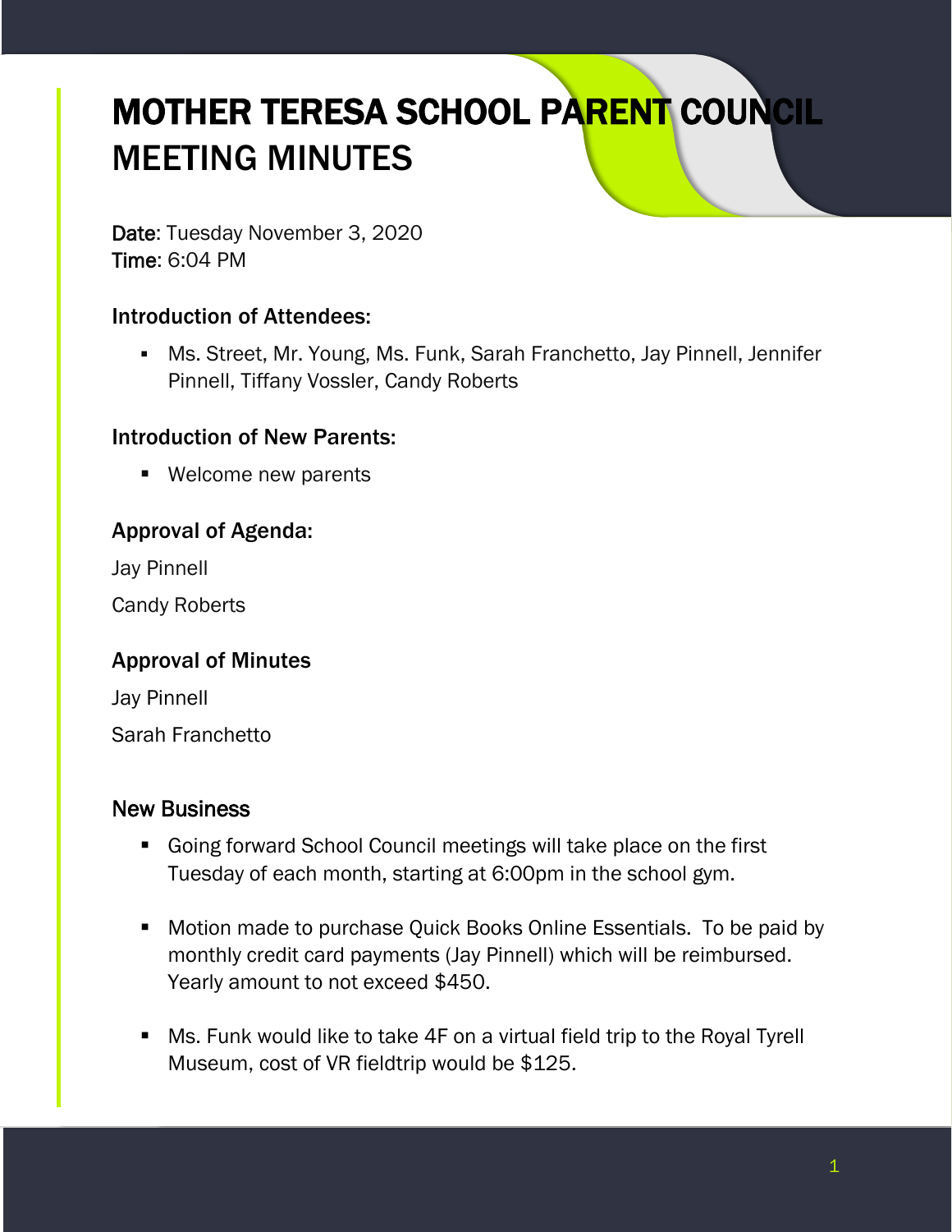# MOTHER TERESA SCHOOL PARENT COUNCIL MEETING MINUTES

**Date**: Tuesday November 3, 2020
**Time**: 6:04 PM

### Introduction of Attendees:

- Ms. Street, Mr. Young, Ms. Funk, Sarah Franchetto, Jay Pinnell, Jennifer Pinnell, Tiffany Vossler, Candy Roberts

### Introduction of New Parents:

- Welcome new parents

### Approval of Agenda:

Jay Pinnell

Candy Roberts

### Approval of Minutes

Jay Pinnell

Sarah Franchetto

### New Business

- Going forward School Council meetings will take place on the first Tuesday of each month, starting at 6:00pm in the school gym.

- Motion made to purchase Quick Books Online Essentials. To be paid by monthly credit card payments (Jay Pinnell) which will be reimbursed. Yearly amount to not exceed $450.

- Ms. Funk would like to take 4F on a virtual field trip to the Royal Tyrell Museum, cost of VR fieldtrip would be $125.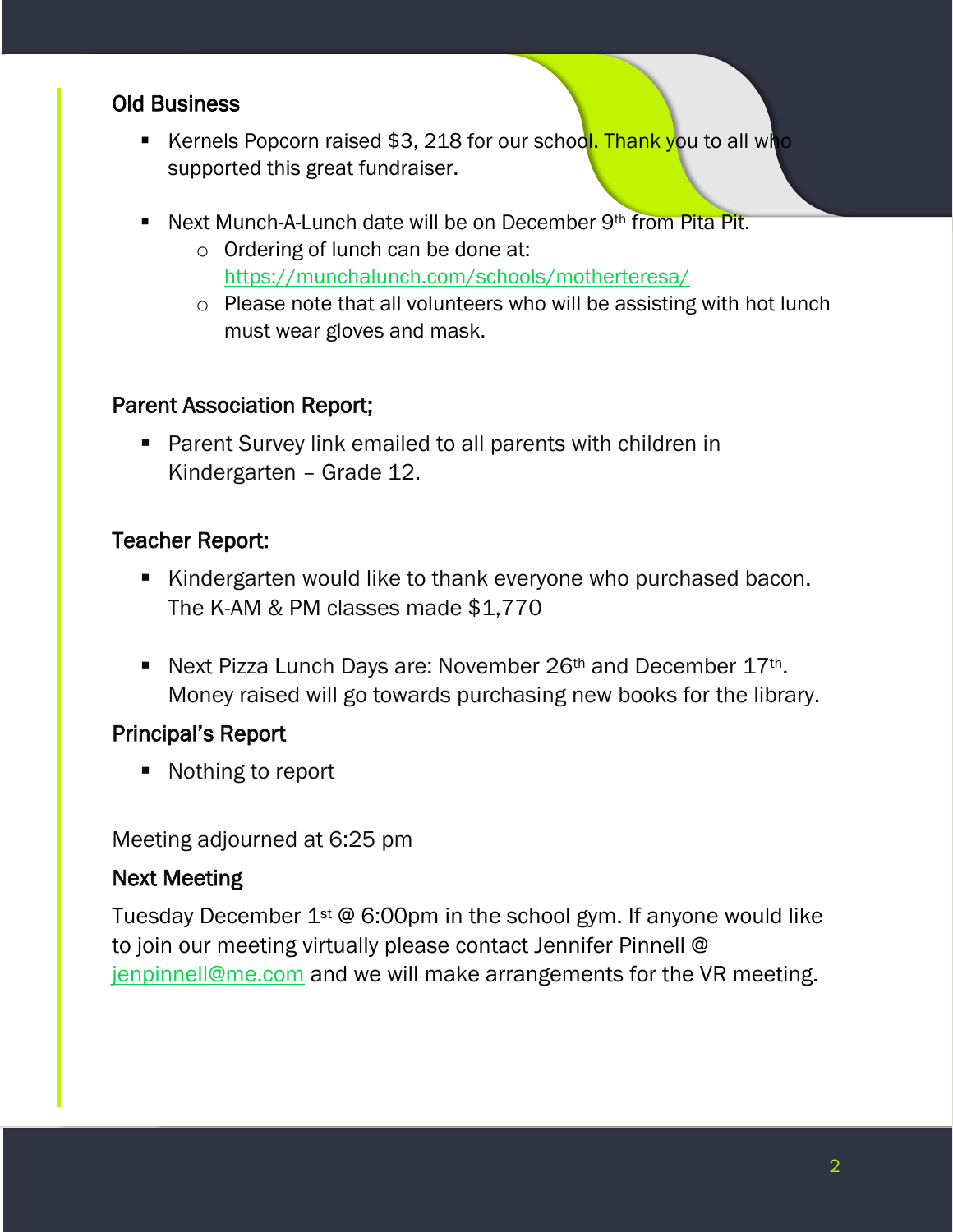## Old Business

- Kernels Popcorn raised $3, 218 for our school. Thank you to all who supported this great fundraiser.

- Next Munch-A-Lunch date will be on December 9th from Pita Pit.
  - Ordering of lunch can be done at: https://munchalunch.com/schools/motherteresa/
  - Please note that all volunteers who will be assisting with hot lunch must wear gloves and mask.

## Parent Association Report;

- Parent Survey link emailed to all parents with children in Kindergarten – Grade 12.

## Teacher Report:

- Kindergarten would like to thank everyone who purchased bacon. The K-AM & PM classes made $1,770

- Next Pizza Lunch Days are: November 26th and December 17th. Money raised will go towards purchasing new books for the library.

## Principal's Report

- Nothing to report

Meeting adjourned at 6:25 pm

## Next Meeting

Tuesday December 1st @ 6:00pm in the school gym. If anyone would like to join our meeting virtually please contact Jennifer Pinnell @ jenpinnell@me.com and we will make arrangements for the VR meeting.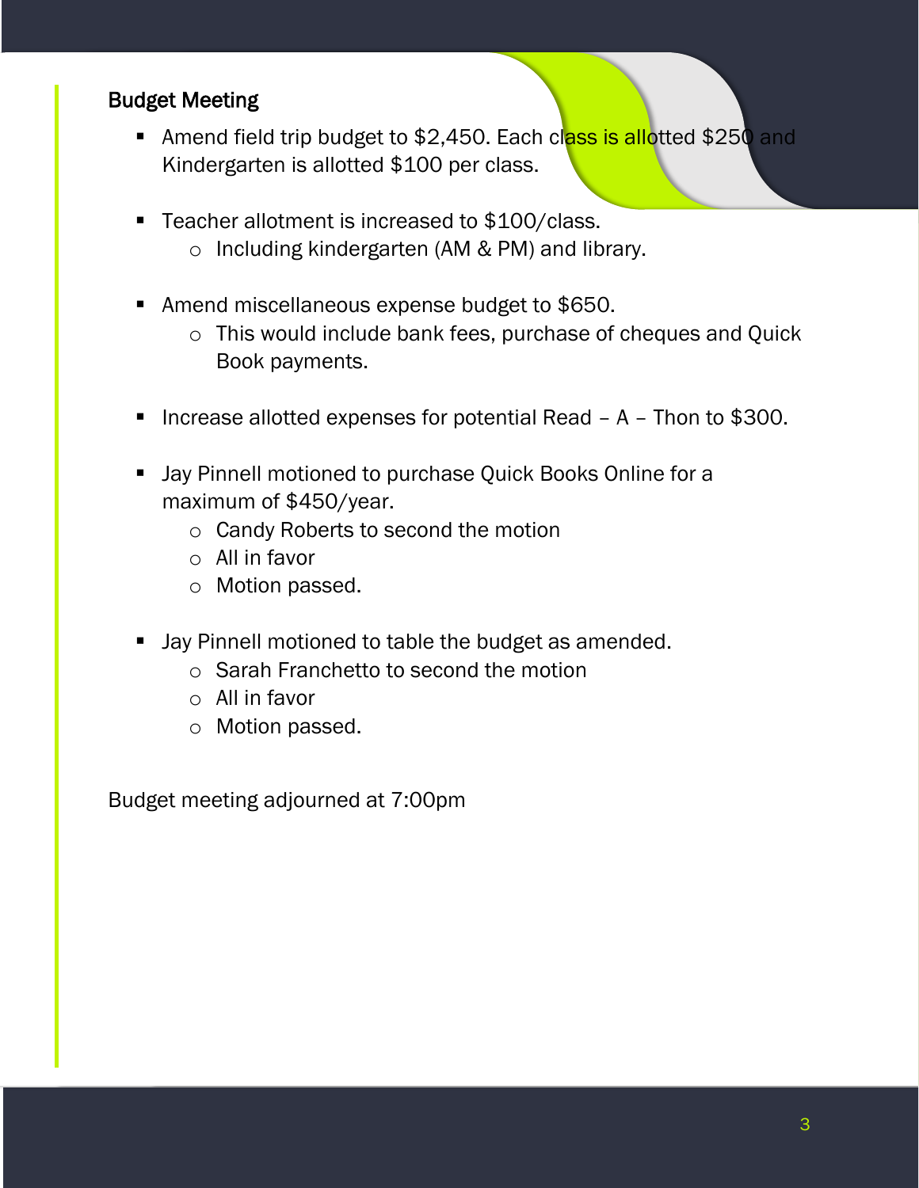## Budget Meeting

- Amend field trip budget to $2,450. Each class is allotted $250 and Kindergarten is allotted $100 per class.

- Teacher allotment is increased to $100/class.
  - Including kindergarten (AM & PM) and library.

- Amend miscellaneous expense budget to $650.
  - This would include bank fees, purchase of cheques and Quick Book payments.

- Increase allotted expenses for potential Read – A – Thon to $300.

- Jay Pinnell motioned to purchase Quick Books Online for a maximum of $450/year.
  - Candy Roberts to second the motion
  - All in favor
  - Motion passed.

- Jay Pinnell motioned to table the budget as amended.
  - Sarah Franchetto to second the motion
  - All in favor
  - Motion passed.

Budget meeting adjourned at 7:00pm